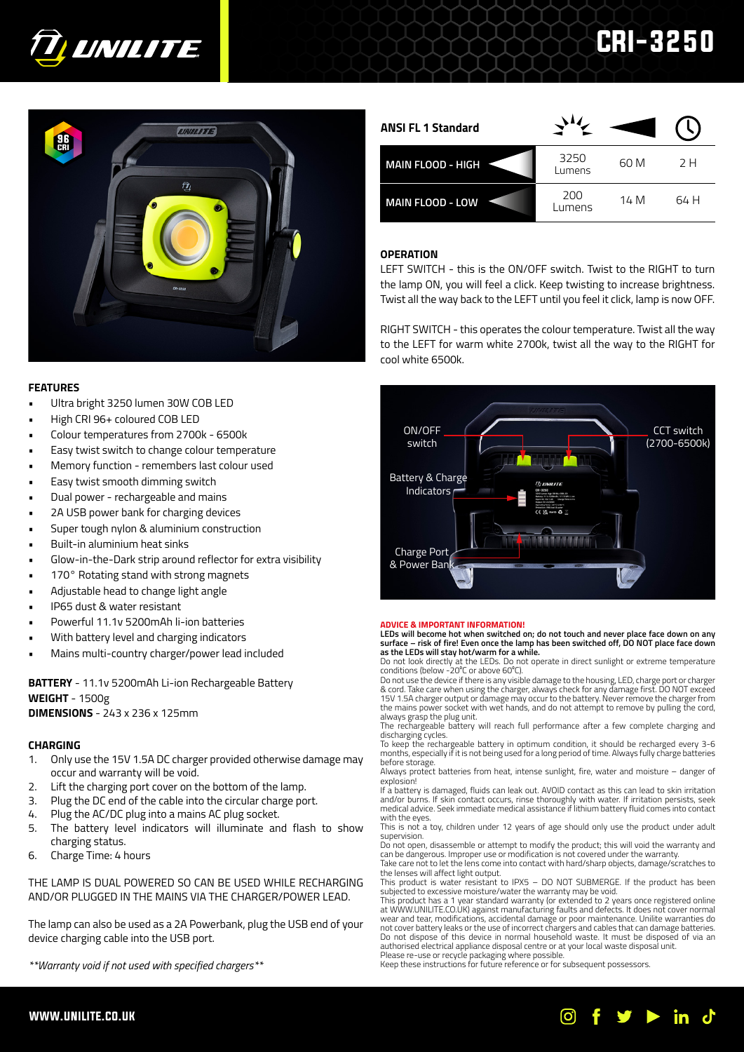# UNILITE CRI-3250

## FEATURES

- Ultra bright 3250 lumen 30W COB LED
- High CRI 96+ coloured COB LED
- Colour temperatures from 2700k - 6500k
- Easy twist switch to change colour temperature
- Memory function - remembers last colour used
- Easy twist smooth dimming switch
- Dual power - rechargeable and mains
- 2A USB power bank for charging devices
- Super tough nylon & aluminium construction
- Built-in aluminium heat sinks
- Glow-in-the-Dark strip around reflector for extra visibility
- 170° Rotating stand with strong magnets
- Adjustable head to change light angle
- IP65 dust & water resistant
- Powerful 11.1v 5200mAh li-ion batteries
- With battery level and charging indicators
- Mains multi-country charger/power lead included

**BATTERY** - 11.1v 5200mAh Li-ion Rechargeable Battery
**WEIGHT** - 1500g
**DIMENSIONS** - 243 x 236 x 125mm

## CHARGING

1. Only use the 15V 1.5A DC charger provided otherwise damage may occur and warranty will be void.
2. Lift the charging port cover on the bottom of the lamp.
3. Plug the DC end of the cable into the circular charge port.
4. Plug the AC/DC plug into a mains AC plug socket.
5. The battery level indicators will illuminate and flash to show charging status.
6. Charge Time: 4 hours

THE LAMP IS DUAL POWERED SO CAN BE USED WHILE RECHARGING AND/OR PLUGGED IN THE MAINS VIA THE CHARGER/POWER LEAD.

The lamp can also be used as a 2A Powerbank, plug the USB end of your device charging cable into the USB port.

*\*\*Warranty void if not used with specified chargers\*\**

| ANSI FL 1 Standard | Lumens | Beam Distance | Run Time |
|---|---|---|---|
| MAIN FLOOD - HIGH | 3250 Lumens | 60 M | 2 H |
| MAIN FLOOD - LOW | 200 Lumens | 14 M | 64 H |

## OPERATION

LEFT SWITCH - this is the ON/OFF switch. Twist to the RIGHT to turn the lamp ON, you will feel a click. Keep twisting to increase brightness. Twist all the way back to the LEFT until you feel it click, lamp is now OFF.

RIGHT SWITCH - this operates the colour temperature. Twist all the way to the LEFT for warm white 2700k, twist all the way to the RIGHT for cool white 6500k.

ON/OFF switch
CCT switch (2700-6500k)
Battery & Charge Indicators
Charge Port & Power Bank

## ADVICE & IMPORTANT INFORMATION!

**LEDs will become hot when switched on; do not touch and never place face down on any surface – risk of fire! Even once the lamp has been switched off, DO NOT place face down as the LEDs will stay hot/warm for a while.**

Do not look directly at the LEDs. Do not operate in direct sunlight or extreme temperature conditions (below -20°C or above 60°C).

Do not use the device if there is any visible damage to the housing, LED, charge port or charger & cord. Take care when using the charger, always check for any damage first. DO NOT exceed 15V 1.5A charger output or damage may occur to the battery. Never remove the charger from the mains power socket with wet hands, and do not attempt to remove by pulling the cord, always grasp the plug unit.

The rechargeable battery will reach full performance after a few complete charging and discharging cycles.

To keep the rechargeable battery in optimum condition, it should be recharged every 3-6 months, especially if it is not being used for a long period of time. Always fully charge batteries before storage.

Always protect batteries from heat, intense sunlight, fire, water and moisture – danger of explosion!

If a battery is damaged, fluids can leak out. AVOID contact as this can lead to skin irritation and/or burns. If skin contact occurs, rinse thoroughly with water. If irritation persists, seek medical advice. Seek immediate medical assistance if lithium battery fluid comes into contact with the eyes.

This is not a toy, children under 12 years of age should only use the product under adult supervision.

Do not open, disassemble or attempt to modify the product; this will void the warranty and can be dangerous. Improper use or modification is not covered under the warranty.

Take care not to let the lens come into contact with hard/sharp objects, damage/scratches to the lenses will affect light output.

This product is water resistant to IPX5 – DO NOT SUBMERGE. If the product has been subjected to excessive moisture/water the warranty may be void.

This product has a 1 year standard warranty (or extended to 2 years once registered online at WWW.UNILITE.CO.UK) against manufacturing faults and defects. It does not cover normal wear and tear, modifications, accidental damage or poor maintenance. Unilite warranties do not cover battery leaks or the use of incorrect chargers and cables that can damage batteries.

Do not dispose of this device in normal household waste. It must be disposed of via an authorised electrical appliance disposal centre or at your local waste disposal unit.

Please re-use or recycle packaging where possible.

Keep these instructions for future reference or for subsequent possessors.

WWW.UNILITE.CO.UK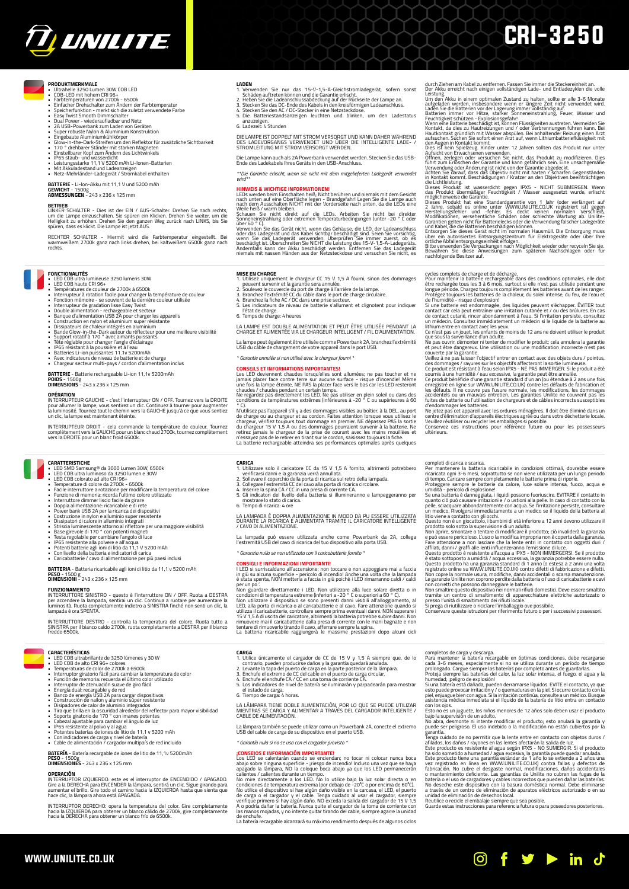# CRI-3250

## PRODUKTMERKMALE

- Ultrahelle 3250 Lumen 30W COB LED
- COB-LED mit hohem CRI 96+
- Farbtemperaturen von 2700k - 6500k
- Einfacher Drehschalter zum Ändern der Farbtemperatur
- Speicherfunktion - merkt sich die zuletzt verwendete Farbe
- Easy Twist Smooth Dimmschalter
- Dual Power - wiederaufladbar und Netz
- 2A USB-Powerbank zum Laden von Geräten
- Super robuste Nylon & Aluminium Konstruktion
- Eingebaute Aluminiumkühlkörper
- Glow-in-the-Dark-Streifen um den Reflektor für zusätzliche Sichtbarkeit
- 170 ° drehbarer Ständer mit starken Magneten
- Einstellbarer Kopf zum Ändern des Lichtwinkels
- IP65 staub- und wasserdicht
- Leistungsstarke 11,1 V 5200 mAh Li-Ionen-Batterien
- Mit Akkuladestand und Ladeanzeigen
- Netz-Mehrländer-Ladegerät / Stromkabel enthalten

**BATTERIE** - Li-Ion-Akku mit 11,1 V und 5200 mAh
**GEWICHT** - 1500g
**ABMESSUNGEN** - 243 x 236 x 125 mm

**BETRIEB**
LINKER SCHALTER - Dies ist der EIN / AUS-Schalter. Drehen Sie nach rechts, um die Lampe einzuschalten. Sie spüren ein Klicken. Drehen Sie weiter, um die Helligkeit zu erhöhen. Drehen Sie den ganzen Weg zurück nach LINKS, bis Sie spüren, dass es klickt. Die Lampe ist jetzt AUS.

RECHTER SCHALTER - Hiermit wird die Farbtemperatur eingestellt. Bei warmweißem 2700k ganz nach links drehen, bei kaltweißem 6500k ganz nach rechts.

**LADEN**
1. Verwenden Sie nur das 15-V-1,5-A-Gleichstromladegerät, sofern sonst Schäden auftreten können und die Garantie erlischt.
2. Heben Sie die Ladeanschlussabdeckung auf der Rückseite der Lampe an.
3. Stecken Sie das DC-Ende des Kabels in den kreisförmigen Ladeanschluss.
4. Stecken Sie den AC / DC-Stecker in eine Netzsteckdose.
5. Die Batteriestandsanzeigen leuchten und blinken, um den Ladestatus anzuzeigen.
6. Ladezeit: 4 Stunden

DIE LAMPE IST DOPPELT MIT STROM VERSORGT UND KANN DAHER WÄHREND DES LADEVORGANGS VERWENDET UND ÜBER DIE INTELLIGENTE LADE- / STROMLEITUNG MIT STROM VERSORGT WERDEN.

Die Lampe kann auch als 2A Powerbank verwendet werden. Stecken Sie das USB-Ende des Ladekabels Ihres Geräts in den USB-Anschluss.

*\*\*Die Garantie erlischt, wenn sie nicht mit dem mitgelieferten Ladegerät verwendet wird\*\**

**HINWEIS & WICHTIGE INFORMATIONEN!**
LEDs werden beim Einschalten heiß; Nicht berühren und niemals mit dem Gesicht nach unten auf eine Oberfläche legen - Brandgefahr! Legen Sie die Lampe auch nach dem Ausschalten NICHT mit der Vorderseite nach unten, da die LEDs eine Weile heiß / warm bleiben.
Schauen Sie nicht direkt auf die LEDs. Arbeiten Sie nicht bei direkter Sonneneinstrahlung oder extremen Temperaturbedingungen (unter -20 ° C oder über 60 ° C).
Verwenden Sie das Gerät nicht, wenn das Gehäuse, die LED, der Ladeanschluss oder das Ladegerät und das Kabel sichtbar beschädigt sind. Seien Sie vorsichtig, wenn Sie das Ladegerät verwenden. Überprüfen Sie immer zuerst, ob es beschädigt ist. Überschreiten Sie NICHT die Leistung des 15-V-1,5-A-Ladegeräts. Andernfalls kann der Akku beschädigt werden. Entfernen Sie das Ladegerät niemals mit nassen Händen aus der Netzsteckdose und versuchen Sie nicht, es durch Ziehen am Kabel zu entfernen. Fassen Sie immer die Steckereinheit an.
Der Akku erreicht nach einigen vollständigen Lade- und Entladezyklen die volle Leistung.
Um den Akku in einem optimalen Zustand zu halten, sollte er alle 3-6 Monate aufgeladen werden, insbesondere wenn er längere Zeit nicht verwendet wird. Laden Sie die Batterien vor der Lagerung immer vollständig auf.
Batterien immer vor Hitze, starker Sonneneinstrahlung, Feuer, Wasser und Feuchtigkeit schützen - Explosionsgefahr!
Wenn eine Batterie beschädigt ist, können Flüssigkeiten austreten. Vermeiden Sie Kontakt, da dies zu Hautreizungen und / oder Verbrennungen führen kann. Bei Hautkontakt gründlich mit Wasser abspülen. Bei anhaltender Reizung einen Arzt aufsuchen. Suchen Sie sofort einen Arzt auf, wenn Lithiumbatterieflüssigkeit mit den Augen in Kontakt kommt.
Dies ist kein Spielzeug. Kinder unter 12 Jahren sollten das Produkt nur unter Aufsicht von Erwachsenen verwenden.
Öffnen, zerlegen oder versuchen Sie nicht, das Produkt zu modifizieren. Dies führt zum Erlöschen der Garantie und kann gefährlich sein. Eine unsachgemäße Verwendung oder Änderung ist nicht von der Garantie abgedeckt.
Achten Sie darauf, dass das Objektiv nicht mit harten / scharfen Gegenständen in Kontakt kommt. Beschädigungen / Kratzer an den Objektiven beeinträchtigen die Lichtleistung.
Dieses Produkt ist wasserdicht gegen IPX5 - NICHT SUBMERGEN. Wenn das Produkt übermäßiger Feuchtigkeit / Wasser ausgesetzt wurde, erlischt möglicherweise die Garantie.
Dieses Produkt hat eine Standardgarantie von 1 Jahr (oder verlängert auf 2 Jahre, sobald es online unter WWW.UNILITE.CO.UK registriert ist) gegen Herstellungsfehler und -fehler. Es deckt keinen normalen Verschleiß, Modifikationen, versehentliche Schäden oder schlechte Wartung ab. Unilite-Garantien gelten nicht für Batterielecks oder die Verwendung falscher Ladegeräte und Kabel, die die Batterien beschädigen können.
Entsorgen Sie dieses Gerät nicht im normalen Hausmüll. Die Entsorgung muss über ein autorisiertes Entsorgungszentrum für Elektrogeräte oder über Ihre örtliche Abfallentsorgungseinheit erfolgen.
Bitte verwenden Sie Verpackungen nach Möglichkeit wieder oder recyceln Sie sie.
Bewahren Sie diese Anweisungen zum späteren Nachschlagen oder für nachfolgende Besitzer auf.

## FONCTIONALITÉS

- LED COB ultra lumineuse 3250 lumens 30W
- LED COB haute CRI 96+
- Températures de couleur de 2700k à 6500k
- Interrupteur à rotation facile pour changer la température de couleur
- Fonction mémoire - se souvient de la dernière couleur utilisée
- Interrupteur de gradation lisse Easy Twist
- Double alimentation - rechargeable et secteur
- Banque d'alimentation USB 2A pour charger les appareils
- Construction en nylon et aluminium super résistante
- Dissipateurs de chaleur intégrés en aluminium
- Bande Glow-in-the-Dark autour du réflecteur pour une meilleure visibilité
- Support rotatif à 170 ° avec aimants puissants
- Tête réglable pour changer l'angle d'éclairage
- IP65 résistant à la poussière et à l'eau
- Batteries Li-ion puissantes 11.1v 5200mAh
- Avec indicateurs de niveau de batterie et de charge
- Chargeur secteur multi-pays / cordon d'alimentation inclus

**BATTERIE** - Batterie rechargeable Li-ion 11,1v 5200mAh
**POIDS** - 1500g
**DIMENSIONS** - 243 x 236 x 125 mm

**OPÉRATION**
INTERRUPTEUR GAUCHE - c'est l'interrupteur ON / OFF. Tournez vers la DROITE pour allumer la lampe, vous sentirez un clic. Continuez à tourner pour augmenter la luminosité. Tournez tout le chemin vers la GAUCHE jusqu'à ce que vous sentiez un clic, la lampe est maintenant éteinte.

INTERRUPTEUR DROIT - cela commande la température de couleur. Tournez complètement vers la GAUCHE pour un blanc chaud 2700k, tournez complètement vers la DROITE pour un blanc froid 6500k.

**MISE EN CHARGE**
1. Utilisez uniquement le chargeur CC 15 V 1,5 A fourni, sinon des dommages peuvent survenir et la garantie sera annulée.
2. Soulevez le couvercle du port de charge à l'arrière de la lampe.
3. Branchez l'extrémité CC du câble dans le port de charge circulaire.
4. Branchez la fiche AC / DC dans une prise secteur.
5. Les indicateurs de niveau de batterie s'allument et clignotent pour indiquer l'état de charge.
6. Temps de charge: 4 heures

LA LAMPE EST DOUBLE ALIMENTATION ET PEUT ÊTRE UTILISÉE PENDANT LA CHARGE ET ALIMENTÉE VIA LE CHARGEUR INTELLIGENT / FIL D'ALIMENTATION.

La lampe peut également être utilisée comme Powerbank 2A, branchez l'extrémité USB du câble de chargement de votre appareil dans le port USB.

*\* Garantie annulée si non utilisé avec le chargeur fourni \**

**CONSEILS ET INFORMATIONS IMPORTANTES!**
Les LED deviennent chaudes lorsqu'elles sont allumées; ne pas toucher et ne jamais placer face contre terre sur aucune surface - risque d'incendie! Même une fois la lampe éteinte, NE PAS la placer face vers le bas car les LED resteront chaudes / chaudes pendant un certain temps.
Ne regardez pas directement les LED. Ne pas utiliser en plein soleil ou dans des conditions de températures extrêmes (inférieures à -20 ° C ou supérieures à 60 ° C).
N'utilisez pas l'appareil s'il y a des dommages visibles au boîtier, à la DEL, au port de charge ou au chargeur et au cordon. Faites attention lorsque vous utilisez le chargeur, vérifiez toujours tout dommage en premier. NE DÉPASSEZ PAS la sortie du chargeur 15 V 1,5 A ou des dommages pourraient survenir à la batterie. Ne retirez jamais le chargeur de la prise de courant avec les mains mouillées et n'essayez pas de le retirer en tirant sur le cordon, saisissez toujours la fiche.
La batterie rechargeable atteindra ses performances optimales après quelques cycles complets de charge et de décharge.
Pour maintenir la batterie rechargeable dans des conditions optimales, elle doit être rechargée tous les 3 à 6 mois, surtout si elle n'est pas utilisée pendant une longue période. Chargez toujours complètement les batteries avant de les ranger.
Protégez toujours les batteries de la chaleur, du soleil intense, du feu, de l'eau et de l'humidité - risque d'explosion!
Si une batterie est endommagée, des liquides peuvent s'échapper. ÉVITER tout contact car cela peut entraîner une irritation cutanée et / ou des brûlures. En cas de contact cutané, rincer abondamment à l'eau. Si l'irritation persiste, consultez un médecin. Consultez immédiatement un médecin si le liquide de la batterie au lithium entre en contact avec les yeux.
Ce n'est pas un jouet, les enfants de moins de 12 ans ne doivent utiliser le produit que sous la surveillance d'un adulte.
Ne pas ouvrir, démonter ni tenter de modifier le produit; cela annulera la garantie et peut être dangereux. Une utilisation ou une modification incorrecte n'est pas couverte par la garantie.
Veillez à ne pas laisser l'objectif entrer en contact avec des objets durs / pointus, des dommages / rayures sur les objectifs affecteront la sortie lumineuse.
Ce produit est résistant à l'eau selon IPX5 - NE PAS IMMERGER. Si le produit a été soumis à une humidité / eau excessive, la garantie peut être annulée.
Ce produit bénéficie d'une garantie standard d'un an (ou étendue à 2 ans une fois enregistré en ligne sur WWW.UNILITE.CO.UK) contre les défauts de fabrication et les défauts. Il ne couvre pas l'usure normale, les modifications, les dommages accidentels ou un mauvais entretien. Les garanties Unilite ne couvrent pas les fuites de batterie ou l'utilisation de chargeurs et de câbles incorrects susceptibles d'endommager les batteries.
Ne jetez pas cet appareil avec les ordures ménagères. Il doit être éliminé dans un centre d'élimination d'appareils électriques agréé ou dans votre déchetterie locale.
Veuillez réutiliser ou recycler les emballages si possible.
Conservez ces instructions pour référence future ou pour les possesseurs ultérieurs.

## CARATTERISTICHE

- LED SMD Samsung® da 3000 Lumen 30W, 6500k
- LED COB ultra luminoso da 3250 lumen e 30W
- LED COB colorato ad alto CRI 96+
- Temperature di colore da 2700k - 6500k
- Facile interruttore a rotazione per modificare la temperatura del colore
- Funzione di memoria: ricorda l'ultimo colore utilizzato
- Interruttore dimmer liscio facile da girare
- Doppia alimentazione: ricaricabile e di rete
- Power bank USB 2A per la ricarica dei dispositivi
- Costruzione in nylon e alluminio super resistente
- Dissipatori di calore in alluminio integrati
- Striscia luminescente attorno al riflettore per una maggiore visibilità
- Base girevole di 170 ° con potenti magneti
- Testa regolabile per cambiare l'angolo di luce
- IP65 resistente alla polvere e all'acqua
- Potenti batterie agli ioni di litio da 11,1 V 5200 mAh
- Con livello della batteria e indicatori di carica
- Caricabatterie / cavo di alimentazione per più paesi inclusi

**BATTERIA** - Batteria ricaricabile agli ioni di litio da 11,1 V 5200 mAh
**PESO** - 1500 g
**DIMENSIONI** - 243 x 236 x 125 mm

**FUNZIONAMENTO**
INTERRUTTORE SINISTRO - questo è l'interruttore ON / OFF. Ruota a DESTRA per accendere la lampada, sentirai un clic. Continua a ruotare per aumentare la luminosità. Ruota completamente indietro a SINISTRA finché non senti un clic, la lampada è ora SPENTA.

INTERRUTTORE DESTRO - controlla la temperatura del colore. Ruota tutto a SINISTRA per il bianco caldo 2700k, ruota completamente a DESTRA per il bianco freddo 6500k.

**CARICA**
1. Utilizzare solo il caricatore CC da 15 V 1,5 A fornito, altrimenti potrebbero verificarsi danni e la garanzia verrà annullata.
2. Sollevare il coperchio della porta di ricarica sul retro della lampada.
3. Collegare l'estremità CC del cavo alla porta di ricarica circolare.
4. Inserire la spina CA / CC in una presa di corrente CA.
5. Gli indicatori del livello della batteria si illumineranno e lampeggeranno per mostrare lo stato di carica.
6. Tempo di ricarica: 4 ore

LA LAMPADA È DOPPIA ALIMENTAZIONE IN MODO DA PU ESSERE UTILIZZATA DURANTE LA RICARICA E ALIMENTATA TRAMITE IL CARICATORE INTELLIGENTE / CAVO DI ALIMENTAZIONE.

La lampada può essere utilizzata anche come Powerbank da 2A, collega l'estremità USB del cavo di ricarica del tuo dispositivo alla porta USB.

*\* Garanzia nulla se non utilizzata con il caricabatterie fornito \**

**CONSIGLI E INFORMAZIONI IMPORTANTI!**
I LED si surriscaldano all'accensione; non toccare e non appoggiare mai a faccia in giù su alcuna superficie - pericolo di incendio! Anche una volta che la lampada è stata spenta, NON metterla a faccia in giù poiché i LED rimarranno caldi / caldi per un po '.
Non guardare direttamente i LED. Non utilizzare alla luce solare diretta o in condizioni di temperatura estreme (inferiori a -20 ° C o superiori a 60 ° C).
Non utilizzare il dispositivo se sono presenti danni visibili all'alloggiamento, al LED, alla porta di ricarica o al caricabatterie e al cavo. Fare attenzione quando si utilizza il caricabatterie, controllare sempre prima eventuali danni. NON superare i 15 V 1,5 A di uscita del caricatore, altrimenti la batteria potrebbe subire danni. Non rimuovere mai il caricabatterie dalla presa di corrente con le mani bagnate e non tentare di rimuoverlo tirando il cavo, afferrare sempre la spina.
La batteria ricaricabile raggiungerà le massime prestazioni dopo alcuni cicli completi di carica e scarica.
Per mantenere la batteria ricaricabile in condizioni ottimali, dovrebbe essere ricaricata ogni 3-6 mesi, soprattutto se non viene utilizzata per un lungo periodo di tempo. Caricare sempre completamente le batterie prima di riporle.
Proteggere sempre le batterie da calore, luce solare intensa, fuoco, acqua e umidità - pericolo di esplosione!
Se una batteria è danneggiata, i liquidi possono fuoriuscire. EVITARE il contatto in quanto ciò può causare irritazioni e / o ustioni alla pelle. In caso di contatto con la pelle, sciacquare abbondantemente con acqua. Se l'irritazione persiste, consultare un medico. Rivolgersi immediatamente a un medico se il liquido della batteria al litio viene a contatto con gli occhi.
Questo non è un giocattolo, i bambini di età inferiore a 12 anni devono utilizzare il prodotto solo sotto la supervisione di un adulto.
Non aprire, smontare o tentare di modificare il prodotto; ciò invaliderà la garanzia e può essere pericoloso. L'uso o la modifica impropria non è coperta dalla garanzia.
Fare attenzione a non lasciare che la lente entri in contatto con oggetti duri / affilati, danni / graffi alle lenti influenzeranno l'emissione di luce.
Questo prodotto è resistente all'acqua a IPX5 - NON IMMERGERSI. Se il prodotto è stato sottoposto a umidità / acqua eccessiva, la garanzia potrebbe essere nulla.
Questo prodotto ha una garanzia standard di 1 anno (o estesa a 2 anni una volta registrato online su WWW.UNILITE.CO.UK) contro difetti di fabbricazione e difetti. Non copre la normale usura, modifiche, danni accidentali o scarsa manutenzione. Le garanzie Unilite non coprono perdite dalla batteria o l'uso di caricabatterie e cavi non corretti che possono danneggiare le batterie.
Non smaltire questo dispositivo nei normali rifiuti domestici. Deve essere smaltito tramite un centro di smaltimento di apparecchiature elettriche autorizzato o presso l'unità di smaltimento dei rifiuti locale.
Si prega di riutilizzare o riciclare l'imballaggio ove possibile.
Conservare queste istruzioni per riferimento futuro o per i successivi possessori.

## CARACTERÍSTICAS

- LED COB ultrabrillante de 3250 lúmenes y 30 W
- LED COB de alto CRI 96+ colores
- Temperaturas de color de 2700k a 6500k
- Interruptor giratorio fácil para cambiar la temperatura de color
- Función de memoria: recuerda el último color utilizado
- Interruptor de atenuación suave de giro fácil
- Energía dual: recargable y de red
- Banco de energía USB 2A para cargar dispositivos
- Construcción de nailon y aluminio súper resistente
- Disipadores de calor de aluminio integrados
- Tira que brilla en la oscuridad alrededor del reflector para mayor visibilidad
- Soporte giratorio de 170 ° con imanes potentes
- Cabezal ajustable para cambiar el ángulo de luz
- IP65 resistente al polvo y al agua
- Potentes baterías de iones de litio de 11,1 v 5200 mAh
- Con indicadores de carga y nivel de batería
- Cable de alimentación / cargador multipaís de red incluido

**BATERÍA** - Batería recargable de iones de litio de 11,1v 5200mAh
**PESO** - 1500g
**DIMENSIONES** - 243 x 236 x 125 mm

**OPERACIÓN**
INTERRUPTOR IZQUIERDO: este es el interruptor de ENCENDIDO / APAGADO. Gire a la DERECHA para ENCENDER la lámpara, sentirá un clic. Siga girando para aumentar el brillo. Gire todo el camino hacia la IZQUIERDA hasta que sienta que hace clic, la lámpara ahora está APAGADA.

INTERRUPTOR DERECHO: opera la temperatura del color. Gire completamente hacia la IZQUIERDA para obtener un blanco cálido de 2700k, gire completamente hacia la DERECHA para obtener un blanco frío de 6500k.

**CARGA**
1. Utilice únicamente el cargador de CC de 15 V y 1,5 A siempre que, de lo contrario, pueden producirse daños y la garantía quedará anulada.
2. Levante la tapa del puerto de carga en la parte posterior de la lámpara.
3. Enchufe el extremo de CC del cable en el puerto de carga circular.
4. Enchufe el enchufe CA / CC en una toma de corriente CA.
5. Los indicadores de nivel de batería se iluminarán y parpadearán para mostrar el estado de carga.
6. Tiempo de carga: 4 horas.

LA LÁMPARA TIENE DOBLE ALIMENTACIÓN, POR LO QUE SE PUEDE UTILIZAR MIENTRAS SE CARGA Y ALIMENTAR A TRAVÉS DEL CARGADOR INTELIGENTE / CABLE DE ALIMENTACIÓN.

La lámpara también se puede utilizar como un Powerbank 2A, conecte el extremo USB del cable de carga de su dispositivo en el puerto USB.

*\* Garantía nula si no se usa con el cargador provisto \**

**¡CONSEJOS E INFORMACIÓN IMPORTANTE!**
Los LED se calentarán cuando se enciendan; no tocar ni colocar nunca boca abajo sobre ninguna superficie - ¡riesgo de incendio! Incluso una vez que se haya apagado la lámpara, NO la coloque boca abajo ya que los LED permanecerán calientes / calientes durante un tiempo.
No mire directamente a los LED. No lo utilice bajo la luz solar directa o en condiciones de temperatura extrema (por debajo de -20°C o por encima de 60°C).
No utilice el dispositivo si hay algún daño visible en la carcasa, el LED, el puerto de carga o el cargador y el cable. Tenga cuidado al usar el cargador, siempre verifique primero si hay algún daño. NO exceda la salida del cargador de 15 V 1,5 A o podría dañar la batería. Nunca quite el cargador de la toma de corriente con las manos mojadas, y no intente quitar tirando del cable, siempre agarre la unidad de enchufe.
La batería recargable alcanzará su máximo rendimiento después de algunos ciclos completos de carga y descarga.
Para mantener la batería recargable en óptimas condiciones, debe recargarse cada 3-6 meses, especialmente si no se utiliza durante un período de tiempo prolongado. Cargue siempre las baterías por completo antes de guardarlas.
Proteja siempre las baterías del calor, la luz solar intensa, el fuego, el agua y la humedad; ¡peligro de explosión!
Si una batería está dañada, pueden derramarse líquidos. EVITE el contacto, ya que esto puede provocar irritación y / o quemaduras en la piel. Si ocurre contacto con la piel, enjuague bien con agua. Si la irritación continúa, consulte a un médico. Busque asistencia médica inmediata si el líquido de la batería de litio entra en contacto con los ojos.
Esto no es un juguete, los niños menores de 12 años solo deben usar el producto bajo la supervisión de un adulto.
No abra, desmonte ni intente modificar el producto; esto anulará la garantía y puede ser peligroso. El uso indebido o la modificación no están cubiertos por la garantía.
Tenga cuidado de no permitir que la lente entre en contacto con objetos duros / afilados, los daños / rayones en las lentes afectarán la salida de luz.
Este producto es resistente al agua según IPX5 - NO SUMERGIR. Si el producto ha sido sometido a humedad / agua excesiva, la garantía puede quedar anulada.
Este producto tiene una garantía estándar de 1 año (o se extiende a 2 años una vez registrado en línea en WWW.UNILITE.CO.UK) contra fallas y defectos de fabricación. No cubre el desgaste normal, modificaciones, daños accidentales o mantenimiento deficiente. Las garantías de Unilite no cubren las fugas de la batería o el uso de cargadores y cables incorrectos que pueden dañar las baterías.
No deseche este dispositivo con la basura doméstica normal. Debe eliminarse a través de un centro de eliminación de aparatos eléctricos autorizado o en su unidad de eliminación de desechos local.
Reutilice o recicle el embalaje siempre que sea posible.
Guarde estas instrucciones para referencia futura o para poseedores posteriores.

WWW.UNILITE.CO.UK